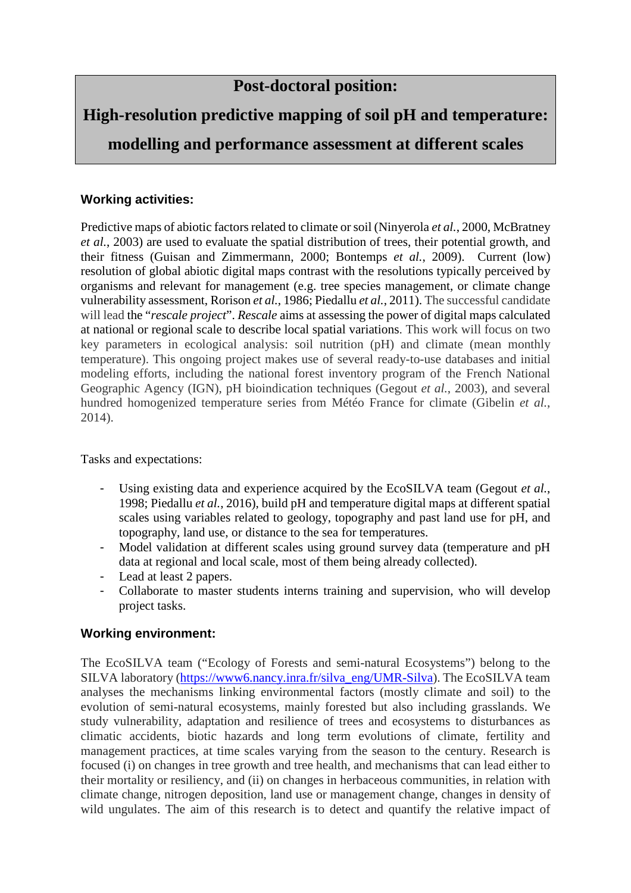# Post-doctoral position:

# High-resolution predictive mapping of soil pH and temperature: modelling and performance assessment at different scales

### Working activities:

Predictive maps of abiotic factors related to climate or soil (Ninyerola *et al.*, 2000, McBratney *et al.*, 2003) are used to evaluate the spatial distribution of trees, their potential growth, and their fitness (Guisan and Zimmermann, 2000; Bontemps *et al.*, 2009). Current (low) resolution of global abiotic digital maps contrast with the resolutions typically perceived by organisms and relevant for management (e.g. tree species management, or climate change vulnerability assessment, Rorison *et al.*, 1986; Piedallu *et al.*, 2011). The successful candidate will lead the "*rescale project*". *Rescale* aims at assessing the power of digital maps calculated at national or regional scale to describe local spatial variations. This work will focus on two key parameters in ecological analysis: soil nutrition (pH) and climate (mean monthly temperature). This ongoing project makes use of several ready-to-use databases and initial modeling efforts, including the national forest inventory program of the French National Geographic Agency (IGN), pH bioindication techniques (Gegout *et al.*, 2003), and several hundred homogenized temperature series from Météo France for climate (Gibelin *et al.*, 2014).

Tasks and expectations:

- Using existing data and experience acquired by the EcoSILVA team (Gegout *et al.*, 1998; Piedallu *et al.*, 2016), build pH and temperature digital maps at different spatial scales using variables related to geology, topography and past land use for pH, and topography, land use, or distance to the sea for temperatures.
- Model validation at different scales using ground survey data (temperature and pH data at regional and local scale, most of them being already collected).
- Lead at least 2 papers.
- Collaborate to master students interns training and supervision, who will develop project tasks.

### Working environment:

The EcoSILVA team ("Ecology of Forests and semi-natural Ecosystems") belong to the SILVA laboratory (https://www6.nancy.inra.fr/silva_eng/UMR-Silva). The EcoSILVA team analyses the mechanisms linking environmental factors (mostly climate and soil) to the evolution of semi-natural ecosystems, mainly forested but also including grasslands. We study vulnerability, adaptation and resilience of trees and ecosystems to disturbances as climatic accidents, biotic hazards and long term evolutions of climate, fertility and management practices, at time scales varying from the season to the century. Research is focused (i) on changes in tree growth and tree health, and mechanisms that can lead either to their mortality or resiliency, and (ii) on changes in herbaceous communities, in relation with climate change, nitrogen deposition, land use or management change, changes in density of wild ungulates. The aim of this research is to detect and quantify the relative impact of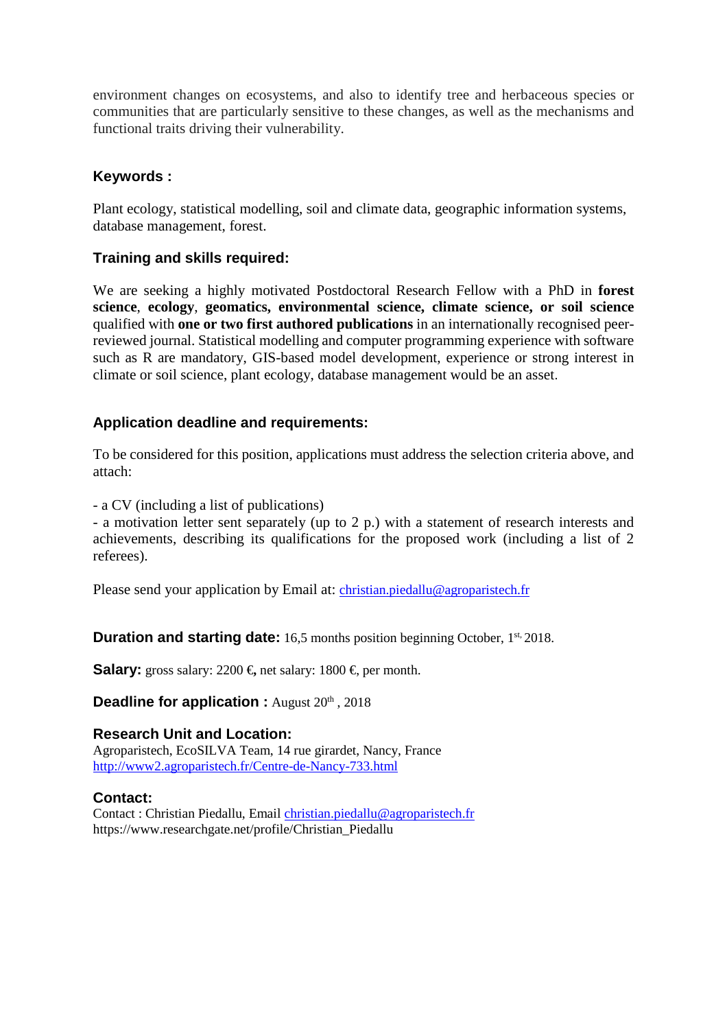environment changes on ecosystems, and also to identify tree and herbaceous species or communities that are particularly sensitive to these changes, as well as the mechanisms and functional traits driving their vulnerability.

### Keywords :

Plant ecology, statistical modelling, soil and climate data, geographic information systems, database management, forest.

### Training and skills required:

We are seeking a highly motivated Postdoctoral Research Fellow with a PhD in **forest science**, **ecology**, **geomatics, environmental science, climate science, or soil science** qualified with **one or two first authored publications** in an internationally recognised peer-reviewed journal. Statistical modelling and computer programming experience with software such as R are mandatory, GIS-based model development, experience or strong interest in climate or soil science, plant ecology, database management would be an asset.

### Application deadline and requirements:

To be considered for this position, applications must address the selection criteria above, and attach:

- a CV (including a list of publications)
- a motivation letter sent separately (up to 2 p.) with a statement of research interests and achievements, describing its qualifications for the proposed work (including a list of 2 referees).

Please send your application by Email at: christian.piedallu@agroparistech.fr

**Duration and starting date:** 16,5 months position beginning October, 1st, 2018.

**Salary:** gross salary: 2200 €, net salary: 1800 €, per month.

**Deadline for application :** August 20th , 2018

**Research Unit and Location:**
Agroparistech, EcoSILVA Team, 14 rue girardet, Nancy, France
http://www2.agroparistech.fr/Centre-de-Nancy-733.html

**Contact:**
Contact : Christian Piedallu, Email christian.piedallu@agroparistech.fr
https://www.researchgate.net/profile/Christian_Piedallu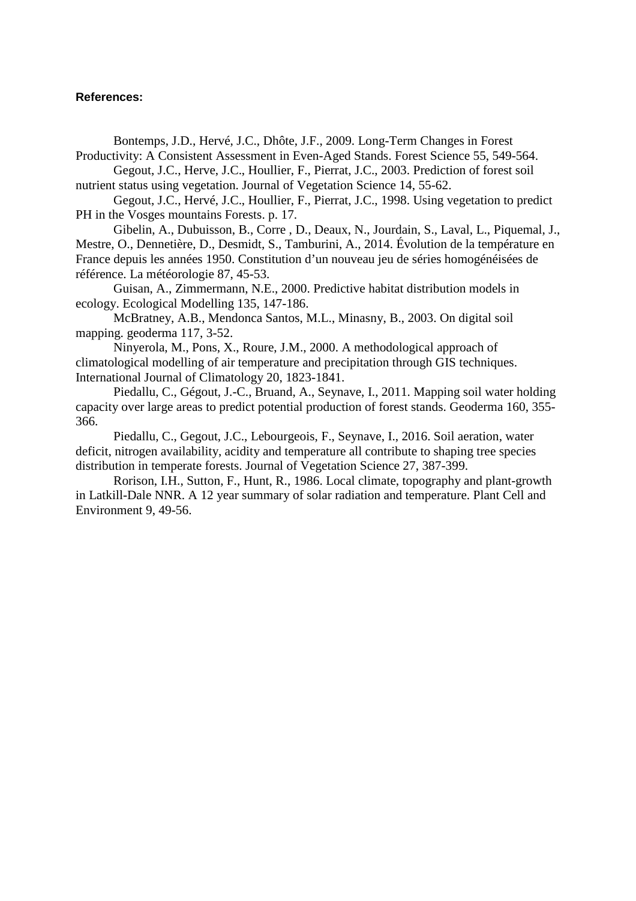**References:**

Bontemps, J.D., Hervé, J.C., Dhôte, J.F., 2009. Long-Term Changes in Forest Productivity: A Consistent Assessment in Even-Aged Stands. Forest Science 55, 549-564.

Gegout, J.C., Herve, J.C., Houllier, F., Pierrat, J.C., 2003. Prediction of forest soil nutrient status using vegetation. Journal of Vegetation Science 14, 55-62.

Gegout, J.C., Hervé, J.C., Houllier, F., Pierrat, J.C., 1998. Using vegetation to predict PH in the Vosges mountains Forests. p. 17.

Gibelin, A., Dubuisson, B., Corre , D., Deaux, N., Jourdain, S., Laval, L., Piquemal, J., Mestre, O., Dennetière, D., Desmidt, S., Tamburini, A., 2014. Évolution de la température en France depuis les années 1950. Constitution d'un nouveau jeu de séries homogénéisées de référence. La météorologie 87, 45-53.

Guisan, A., Zimmermann, N.E., 2000. Predictive habitat distribution models in ecology. Ecological Modelling 135, 147-186.

McBratney, A.B., Mendonca Santos, M.L., Minasny, B., 2003. On digital soil mapping. geoderma 117, 3-52.

Ninyerola, M., Pons, X., Roure, J.M., 2000. A methodological approach of climatological modelling of air temperature and precipitation through GIS techniques. International Journal of Climatology 20, 1823-1841.

Piedallu, C., Gégout, J.-C., Bruand, A., Seynave, I., 2011. Mapping soil water holding capacity over large areas to predict potential production of forest stands. Geoderma 160, 355-366.

Piedallu, C., Gegout, J.C., Lebourgeois, F., Seynave, I., 2016. Soil aeration, water deficit, nitrogen availability, acidity and temperature all contribute to shaping tree species distribution in temperate forests. Journal of Vegetation Science 27, 387-399.

Rorison, I.H., Sutton, F., Hunt, R., 1986. Local climate, topography and plant-growth in Latkill-Dale NNR. A 12 year summary of solar radiation and temperature. Plant Cell and Environment 9, 49-56.